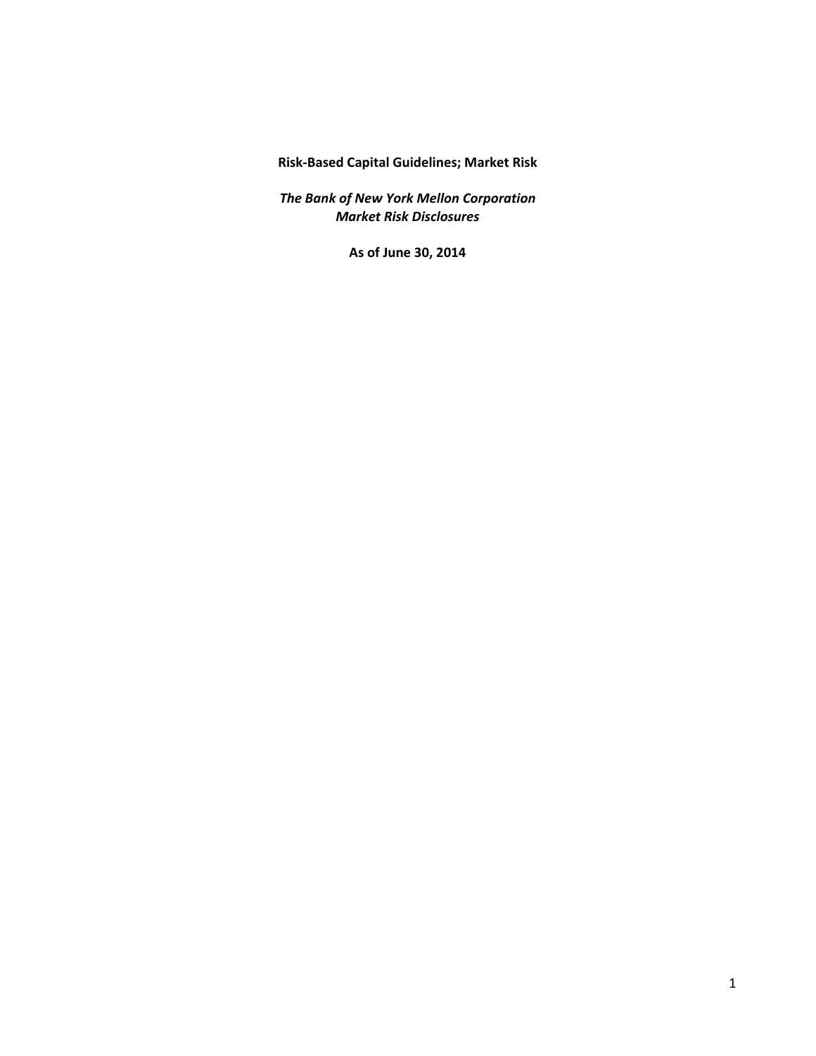**Risk-Based Capital Guidelines; Market Risk**

***The Bank of New York Mellon Corporation***
***Market Risk Disclosures***

**As of June 30, 2014**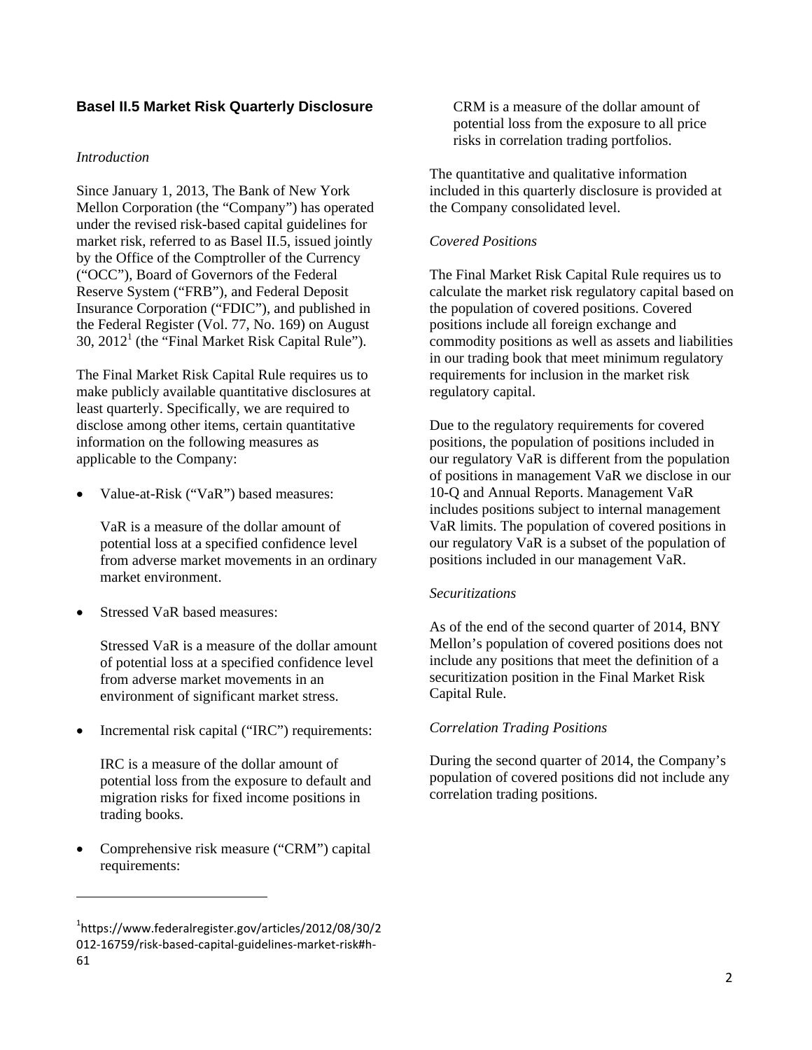## Basel II.5 Market Risk Quarterly Disclosure

*Introduction*

Since January 1, 2013, The Bank of New York Mellon Corporation (the "Company") has operated under the revised risk-based capital guidelines for market risk, referred to as Basel II.5, issued jointly by the Office of the Comptroller of the Currency ("OCC"), Board of Governors of the Federal Reserve System ("FRB"), and Federal Deposit Insurance Corporation ("FDIC"), and published in the Federal Register (Vol. 77, No. 169) on August 30, 2012[1] (the "Final Market Risk Capital Rule").

The Final Market Risk Capital Rule requires us to make publicly available quantitative disclosures at least quarterly. Specifically, we are required to disclose among other items, certain quantitative information on the following measures as applicable to the Company:

- Value-at-Risk ("VaR") based measures:

  VaR is a measure of the dollar amount of potential loss at a specified confidence level from adverse market movements in an ordinary market environment.

- Stressed VaR based measures:

  Stressed VaR is a measure of the dollar amount of potential loss at a specified confidence level from adverse market movements in an environment of significant market stress.

- Incremental risk capital ("IRC") requirements:

  IRC is a measure of the dollar amount of potential loss from the exposure to default and migration risks for fixed income positions in trading books.

- Comprehensive risk measure ("CRM") capital requirements:

  CRM is a measure of the dollar amount of potential loss from the exposure to all price risks in correlation trading portfolios.

The quantitative and qualitative information included in this quarterly disclosure is provided at the Company consolidated level.

*Covered Positions*

The Final Market Risk Capital Rule requires us to calculate the market risk regulatory capital based on the population of covered positions. Covered positions include all foreign exchange and commodity positions as well as assets and liabilities in our trading book that meet minimum regulatory requirements for inclusion in the market risk regulatory capital.

Due to the regulatory requirements for covered positions, the population of positions included in our regulatory VaR is different from the population of positions in management VaR we disclose in our 10-Q and Annual Reports. Management VaR includes positions subject to internal management VaR limits. The population of covered positions in our regulatory VaR is a subset of the population of positions included in our management VaR.

*Securitizations*

As of the end of the second quarter of 2014, BNY Mellon's population of covered positions does not include any positions that meet the definition of a securitization position in the Final Market Risk Capital Rule.

*Correlation Trading Positions*

During the second quarter of 2014, the Company's population of covered positions did not include any correlation trading positions.

---

[1] https://www.federalregister.gov/articles/2012/08/30/2012-16759/risk-based-capital-guidelines-market-risk#h-61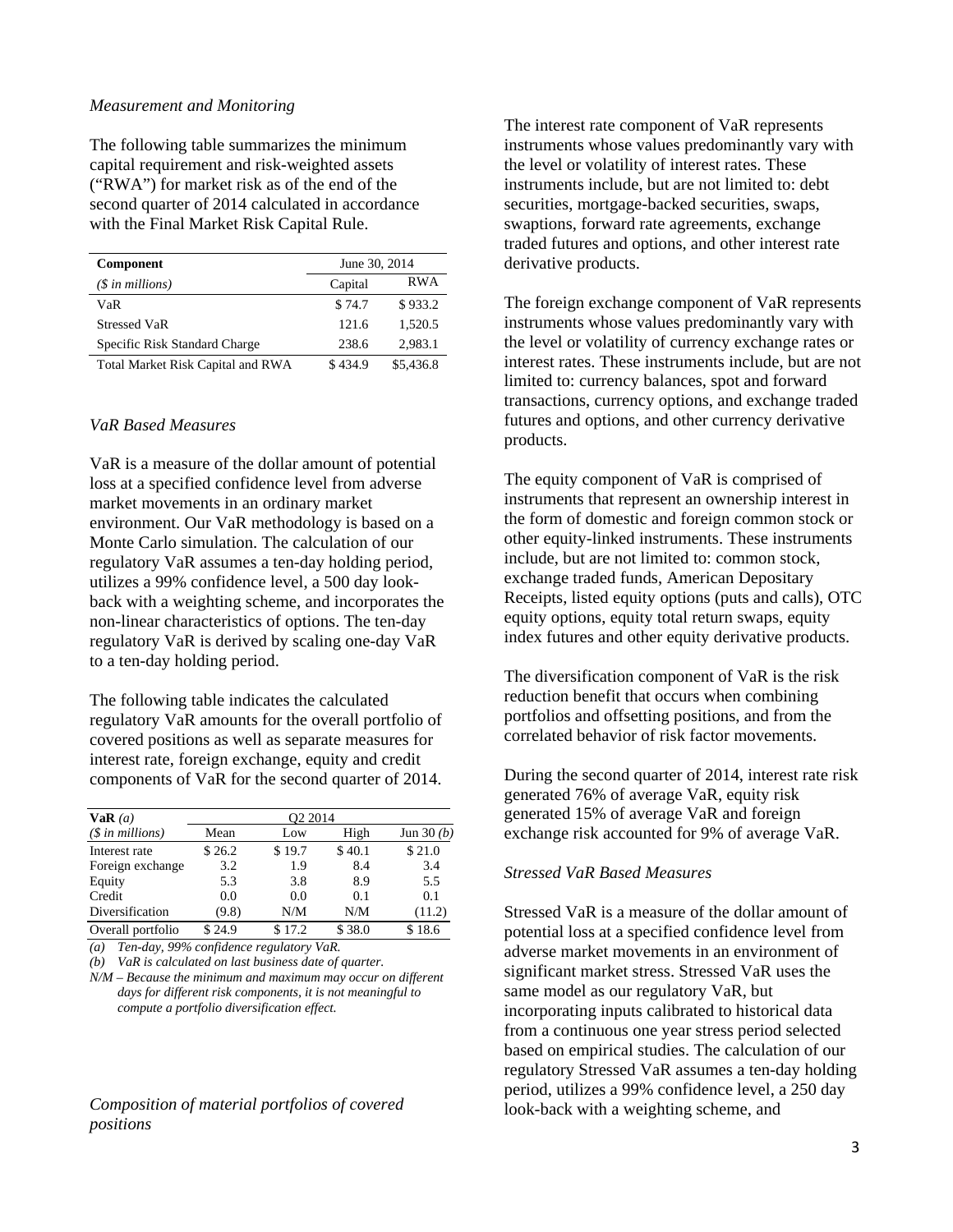*Measurement and Monitoring*

The following table summarizes the minimum capital requirement and risk-weighted assets ("RWA") for market risk as of the end of the second quarter of 2014 calculated in accordance with the Final Market Risk Capital Rule.

| **Component** | June 30, 2014 | |
|---|---|---|
| *($ in millions)* | Capital | RWA |
| VaR | $ 74.7 | $ 933.2 |
| Stressed VaR | 121.6 | 1,520.5 |
| Specific Risk Standard Charge | 238.6 | 2,983.1 |
| Total Market Risk Capital and RWA | $ 434.9 | $5,436.8 |

*VaR Based Measures*

VaR is a measure of the dollar amount of potential loss at a specified confidence level from adverse market movements in an ordinary market environment. Our VaR methodology is based on a Monte Carlo simulation. The calculation of our regulatory VaR assumes a ten-day holding period, utilizes a 99% confidence level, a 500 day look-back with a weighting scheme, and incorporates the non-linear characteristics of options. The ten-day regulatory VaR is derived by scaling one-day VaR to a ten-day holding period.

The following table indicates the calculated regulatory VaR amounts for the overall portfolio of covered positions as well as separate measures for interest rate, foreign exchange, equity and credit components of VaR for the second quarter of 2014.

| **VaR** *(a)* | Q2 2014 | | | |
|---|---|---|---|---|
| *($ in millions)* | Mean | Low | High | Jun 30 *(b)* |
| Interest rate | $ 26.2 | $ 19.7 | $ 40.1 | $ 21.0 |
| Foreign exchange | 3.2 | 1.9 | 8.4 | 3.4 |
| Equity | 5.3 | 3.8 | 8.9 | 5.5 |
| Credit | 0.0 | 0.0 | 0.1 | 0.1 |
| Diversification | (9.8) | N/M | N/M | (11.2) |
| Overall portfolio | $ 24.9 | $ 17.2 | $ 38.0 | $ 18.6 |

*(a) Ten-day, 99% confidence regulatory VaR.*
*(b) VaR is calculated on last business date of quarter.*
*N/M – Because the minimum and maximum may occur on different days for different risk components, it is not meaningful to compute a portfolio diversification effect.*

*Composition of material portfolios of covered positions*

The interest rate component of VaR represents instruments whose values predominantly vary with the level or volatility of interest rates. These instruments include, but are not limited to: debt securities, mortgage-backed securities, swaps, swaptions, forward rate agreements, exchange traded futures and options, and other interest rate derivative products.

The foreign exchange component of VaR represents instruments whose values predominantly vary with the level or volatility of currency exchange rates or interest rates. These instruments include, but are not limited to: currency balances, spot and forward transactions, currency options, and exchange traded futures and options, and other currency derivative products.

The equity component of VaR is comprised of instruments that represent an ownership interest in the form of domestic and foreign common stock or other equity-linked instruments. These instruments include, but are not limited to: common stock, exchange traded funds, American Depositary Receipts, listed equity options (puts and calls), OTC equity options, equity total return swaps, equity index futures and other equity derivative products.

The diversification component of VaR is the risk reduction benefit that occurs when combining portfolios and offsetting positions, and from the correlated behavior of risk factor movements.

During the second quarter of 2014, interest rate risk generated 76% of average VaR, equity risk generated 15% of average VaR and foreign exchange risk accounted for 9% of average VaR.

*Stressed VaR Based Measures*

Stressed VaR is a measure of the dollar amount of potential loss at a specified confidence level from adverse market movements in an environment of significant market stress. Stressed VaR uses the same model as our regulatory VaR, but incorporating inputs calibrated to historical data from a continuous one year stress period selected based on empirical studies. The calculation of our regulatory Stressed VaR assumes a ten-day holding period, utilizes a 99% confidence level, a 250 day look-back with a weighting scheme, and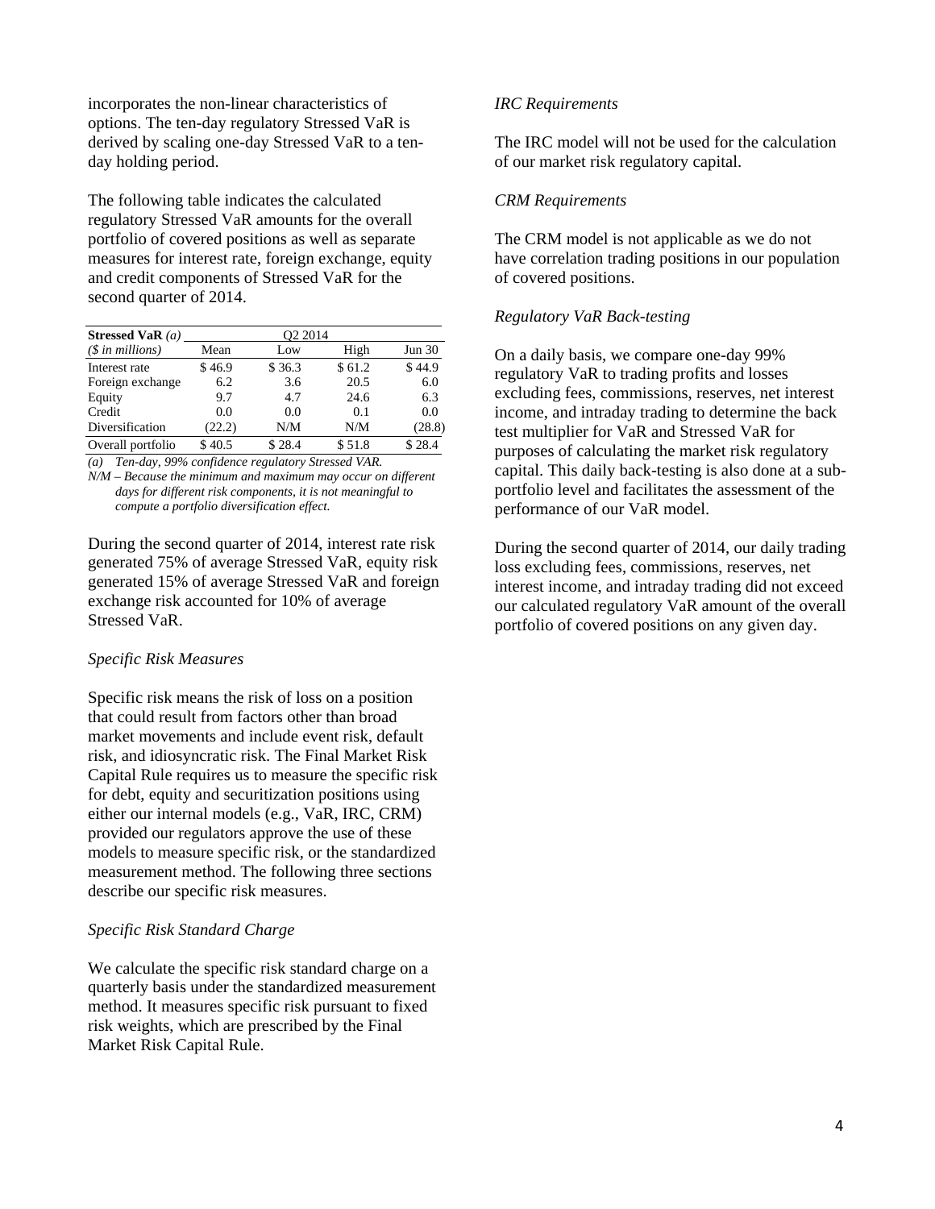incorporates the non-linear characteristics of options. The ten-day regulatory Stressed VaR is derived by scaling one-day Stressed VaR to a ten-day holding period.

The following table indicates the calculated regulatory Stressed VaR amounts for the overall portfolio of covered positions as well as separate measures for interest rate, foreign exchange, equity and credit components of Stressed VaR for the second quarter of 2014.

| **Stressed VaR** *(a)* | Q2 2014 | | | |
|---|---|---|---|---|
| *($ in millions)* | Mean | Low | High | Jun 30 |
| Interest rate | $ 46.9 | $ 36.3 | $ 61.2 | $ 44.9 |
| Foreign exchange | 6.2 | 3.6 | 20.5 | 6.0 |
| Equity | 9.7 | 4.7 | 24.6 | 6.3 |
| Credit | 0.0 | 0.0 | 0.1 | 0.0 |
| Diversification | (22.2) | N/M | N/M | (28.8) |
| Overall portfolio | $ 40.5 | $ 28.4 | $ 51.8 | $ 28.4 |

*(a) Ten-day, 99% confidence regulatory Stressed VAR.*
*N/M – Because the minimum and maximum may occur on different days for different risk components, it is not meaningful to compute a portfolio diversification effect.*

During the second quarter of 2014, interest rate risk generated 75% of average Stressed VaR, equity risk generated 15% of average Stressed VaR and foreign exchange risk accounted for 10% of average Stressed VaR.

*Specific Risk Measures*

Specific risk means the risk of loss on a position that could result from factors other than broad market movements and include event risk, default risk, and idiosyncratic risk. The Final Market Risk Capital Rule requires us to measure the specific risk for debt, equity and securitization positions using either our internal models (e.g., VaR, IRC, CRM) provided our regulators approve the use of these models to measure specific risk, or the standardized measurement method. The following three sections describe our specific risk measures.

*Specific Risk Standard Charge*

We calculate the specific risk standard charge on a quarterly basis under the standardized measurement method. It measures specific risk pursuant to fixed risk weights, which are prescribed by the Final Market Risk Capital Rule.

*IRC Requirements*

The IRC model will not be used for the calculation of our market risk regulatory capital.

*CRM Requirements*

The CRM model is not applicable as we do not have correlation trading positions in our population of covered positions.

*Regulatory VaR Back-testing*

On a daily basis, we compare one-day 99% regulatory VaR to trading profits and losses excluding fees, commissions, reserves, net interest income, and intraday trading to determine the back test multiplier for VaR and Stressed VaR for purposes of calculating the market risk regulatory capital. This daily back-testing is also done at a sub-portfolio level and facilitates the assessment of the performance of our VaR model.

During the second quarter of 2014, our daily trading loss excluding fees, commissions, reserves, net interest income, and intraday trading did not exceed our calculated regulatory VaR amount of the overall portfolio of covered positions on any given day.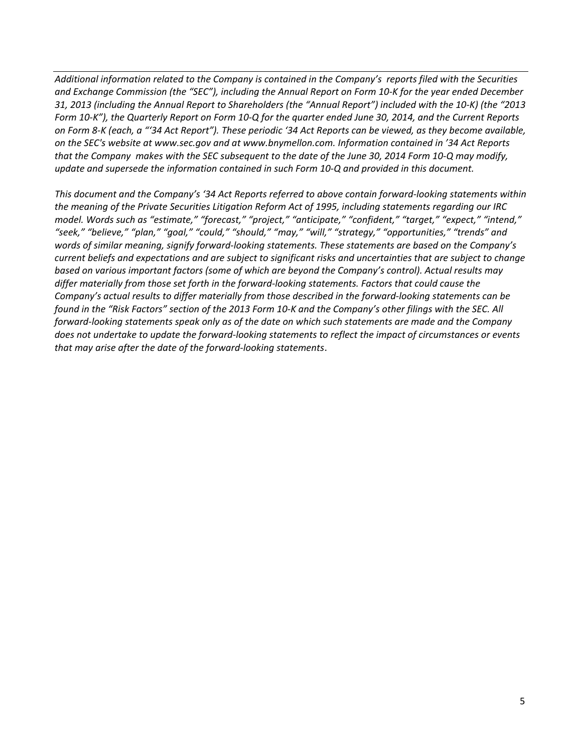*Additional information related to the Company is contained in the Company's reports filed with the Securities and Exchange Commission (the "SEC"), including the Annual Report on Form 10-K for the year ended December 31, 2013 (including the Annual Report to Shareholders (the "Annual Report") included with the 10-K) (the "2013 Form 10-K"), the Quarterly Report on Form 10-Q for the quarter ended June 30, 2014, and the Current Reports on Form 8-K (each, a "'34 Act Report"). These periodic '34 Act Reports can be viewed, as they become available, on the SEC's website at www.sec.gov and at www.bnymellon.com. Information contained in '34 Act Reports that the Company makes with the SEC subsequent to the date of the June 30, 2014 Form 10-Q may modify, update and supersede the information contained in such Form 10-Q and provided in this document.*

*This document and the Company's '34 Act Reports referred to above contain forward-looking statements within the meaning of the Private Securities Litigation Reform Act of 1995, including statements regarding our IRC model. Words such as "estimate," "forecast," "project," "anticipate," "confident," "target," "expect," "intend," "seek," "believe," "plan," "goal," "could," "should," "may," "will," "strategy," "opportunities," "trends" and words of similar meaning, signify forward-looking statements. These statements are based on the Company's current beliefs and expectations and are subject to significant risks and uncertainties that are subject to change based on various important factors (some of which are beyond the Company's control). Actual results may differ materially from those set forth in the forward-looking statements. Factors that could cause the Company's actual results to differ materially from those described in the forward-looking statements can be found in the "Risk Factors" section of the 2013 Form 10-K and the Company's other filings with the SEC. All forward-looking statements speak only as of the date on which such statements are made and the Company does not undertake to update the forward-looking statements to reflect the impact of circumstances or events that may arise after the date of the forward-looking statements*.